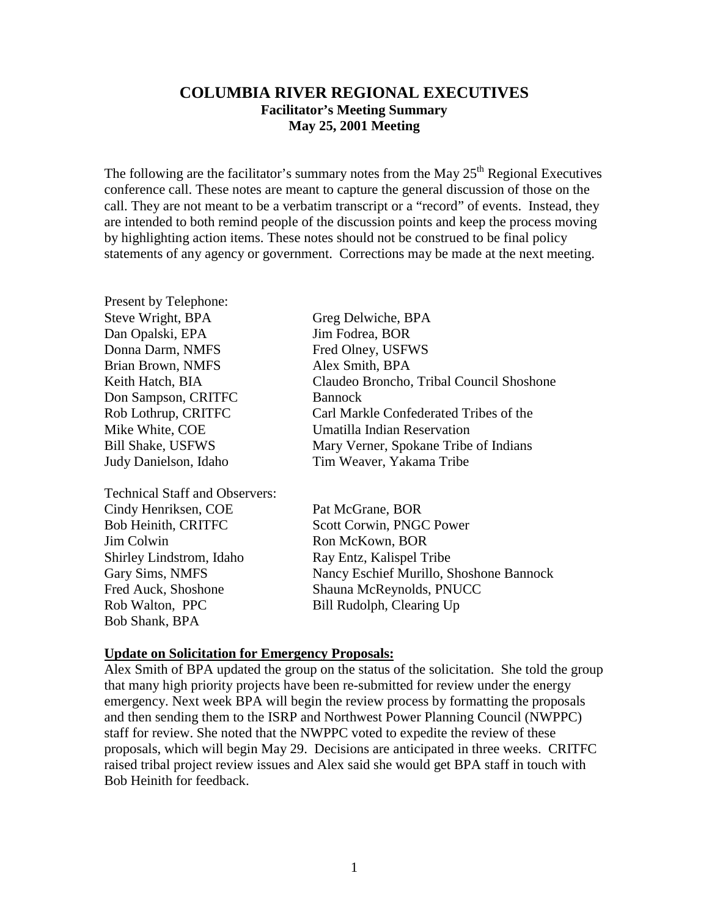# COLUMBIA RIVER REGIONAL EXECUTIVES

**Facilitator's Meeting Summary**
**May 25, 2001 Meeting**

The following are the facilitator's summary notes from the May 25th Regional Executives conference call. These notes are meant to capture the general discussion of those on the call. They are not meant to be a verbatim transcript or a "record" of events. Instead, they are intended to both remind people of the discussion points and keep the process moving by highlighting action items. These notes should not be construed to be final policy statements of any agency or government. Corrections may be made at the next meeting.

Present by Telephone:

Steve Wright, BPA
Dan Opalski, EPA
Donna Darm, NMFS
Brian Brown, NMFS
Keith Hatch, BIA
Don Sampson, CRITFC
Rob Lothrup, CRITFC
Mike White, COE
Bill Shake, USFWS
Judy Danielson, Idaho
Greg Delwiche, BPA
Jim Fodrea, BOR
Fred Olney, USFWS
Alex Smith, BPA
Claudeo Broncho, Tribal Council Shoshone Bannock
Carl Markle Confederated Tribes of the Umatilla Indian Reservation
Mary Verner, Spokane Tribe of Indians
Tim Weaver, Yakama Tribe

Technical Staff and Observers:

Cindy Henriksen, COE
Bob Heinith, CRITFC
Jim Colwin
Shirley Lindstrom, Idaho
Gary Sims, NMFS
Fred Auck, Shoshone
Rob Walton, PPC
Bob Shank, BPA
Pat McGrane, BOR
Scott Corwin, PNGC Power
Ron McKown, BOR
Ray Entz, Kalispel Tribe
Nancy Eschief Murillo, Shoshone Bannock
Shauna McReynolds, PNUCC
Bill Rudolph, Clearing Up

**Update on Solicitation for Emergency Proposals:**

Alex Smith of BPA updated the group on the status of the solicitation. She told the group that many high priority projects have been re-submitted for review under the energy emergency. Next week BPA will begin the review process by formatting the proposals and then sending them to the ISRP and Northwest Power Planning Council (NWPPC) staff for review. She noted that the NWPPC voted to expedite the review of these proposals, which will begin May 29. Decisions are anticipated in three weeks. CRITFC raised tribal project review issues and Alex said she would get BPA staff in touch with Bob Heinith for feedback.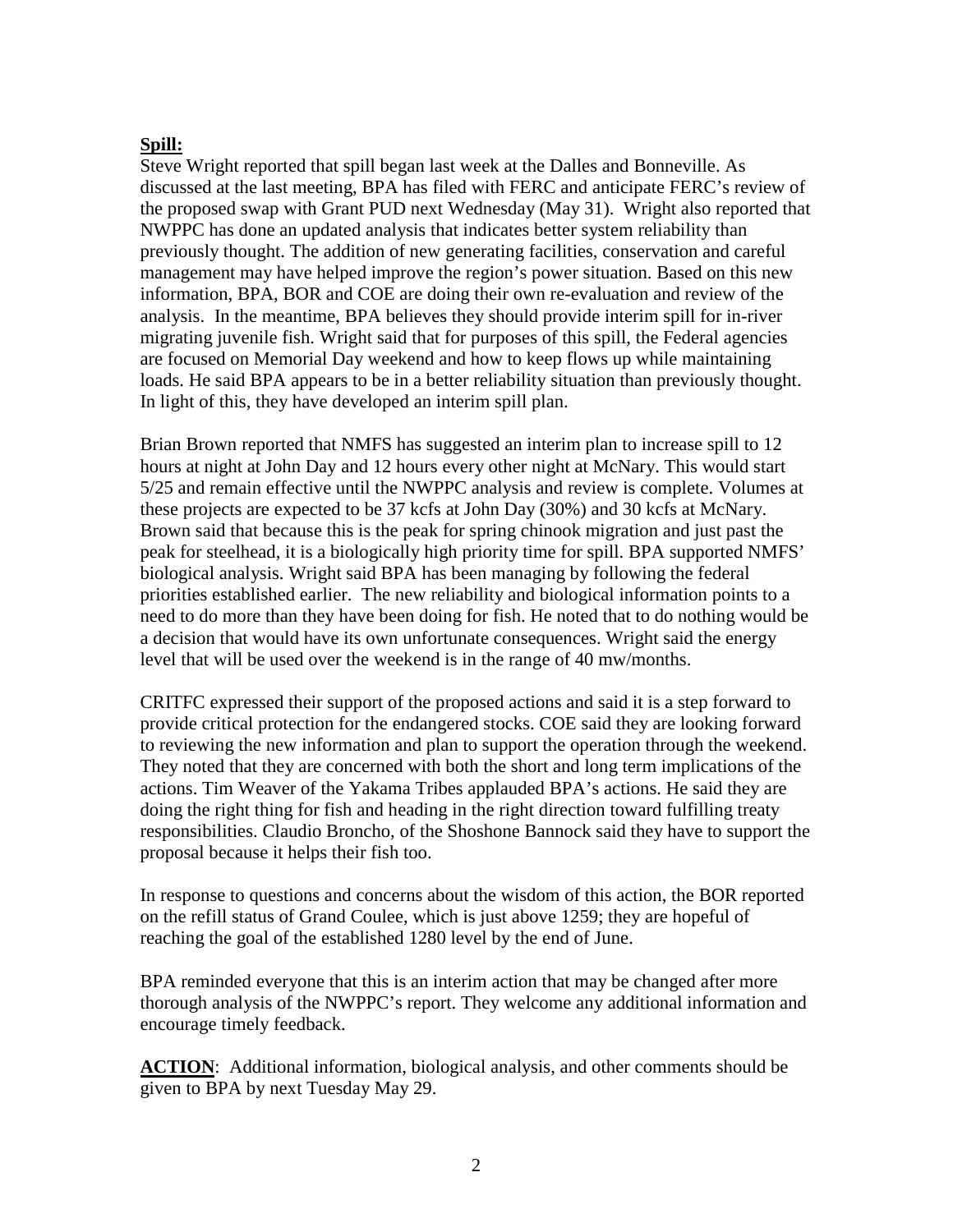**Spill:**
Steve Wright reported that spill began last week at the Dalles and Bonneville. As discussed at the last meeting, BPA has filed with FERC and anticipate FERC's review of the proposed swap with Grant PUD next Wednesday (May 31). Wright also reported that NWPPC has done an updated analysis that indicates better system reliability than previously thought. The addition of new generating facilities, conservation and careful management may have helped improve the region's power situation. Based on this new information, BPA, BOR and COE are doing their own re-evaluation and review of the analysis. In the meantime, BPA believes they should provide interim spill for in-river migrating juvenile fish. Wright said that for purposes of this spill, the Federal agencies are focused on Memorial Day weekend and how to keep flows up while maintaining loads. He said BPA appears to be in a better reliability situation than previously thought. In light of this, they have developed an interim spill plan.

Brian Brown reported that NMFS has suggested an interim plan to increase spill to 12 hours at night at John Day and 12 hours every other night at McNary. This would start 5/25 and remain effective until the NWPPC analysis and review is complete. Volumes at these projects are expected to be 37 kcfs at John Day (30%) and 30 kcfs at McNary. Brown said that because this is the peak for spring chinook migration and just past the peak for steelhead, it is a biologically high priority time for spill. BPA supported NMFS' biological analysis. Wright said BPA has been managing by following the federal priorities established earlier. The new reliability and biological information points to a need to do more than they have been doing for fish. He noted that to do nothing would be a decision that would have its own unfortunate consequences. Wright said the energy level that will be used over the weekend is in the range of 40 mw/months.

CRITFC expressed their support of the proposed actions and said it is a step forward to provide critical protection for the endangered stocks. COE said they are looking forward to reviewing the new information and plan to support the operation through the weekend. They noted that they are concerned with both the short and long term implications of the actions. Tim Weaver of the Yakama Tribes applauded BPA's actions. He said they are doing the right thing for fish and heading in the right direction toward fulfilling treaty responsibilities. Claudio Broncho, of the Shoshone Bannock said they have to support the proposal because it helps their fish too.

In response to questions and concerns about the wisdom of this action, the BOR reported on the refill status of Grand Coulee, which is just above 1259; they are hopeful of reaching the goal of the established 1280 level by the end of June.

BPA reminded everyone that this is an interim action that may be changed after more thorough analysis of the NWPPC's report. They welcome any additional information and encourage timely feedback.

**ACTION**: Additional information, biological analysis, and other comments should be given to BPA by next Tuesday May 29.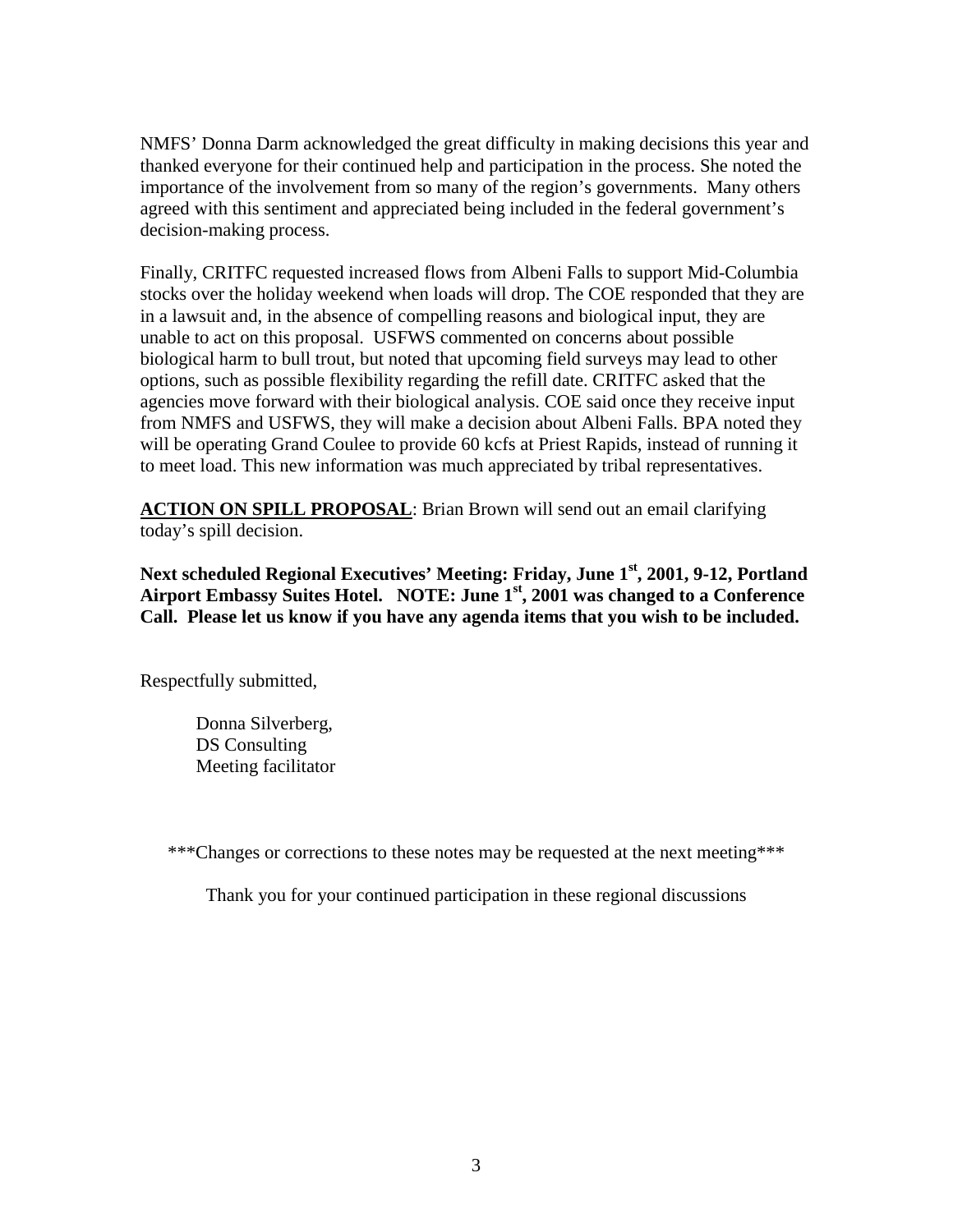NMFS' Donna Darm acknowledged the great difficulty in making decisions this year and thanked everyone for their continued help and participation in the process. She noted the importance of the involvement from so many of the region's governments. Many others agreed with this sentiment and appreciated being included in the federal government's decision-making process.

Finally, CRITFC requested increased flows from Albeni Falls to support Mid-Columbia stocks over the holiday weekend when loads will drop. The COE responded that they are in a lawsuit and, in the absence of compelling reasons and biological input, they are unable to act on this proposal. USFWS commented on concerns about possible biological harm to bull trout, but noted that upcoming field surveys may lead to other options, such as possible flexibility regarding the refill date. CRITFC asked that the agencies move forward with their biological analysis. COE said once they receive input from NMFS and USFWS, they will make a decision about Albeni Falls. BPA noted they will be operating Grand Coulee to provide 60 kcfs at Priest Rapids, instead of running it to meet load. This new information was much appreciated by tribal representatives.

**ACTION ON SPILL PROPOSAL**: Brian Brown will send out an email clarifying today's spill decision.

**Next scheduled Regional Executives' Meeting: Friday, June 1st, 2001, 9-12, Portland Airport Embassy Suites Hotel. NOTE: June 1st, 2001 was changed to a Conference Call. Please let us know if you have any agenda items that you wish to be included.**

Respectfully submitted,

Donna Silverberg,
DS Consulting
Meeting facilitator

\*\*\*Changes or corrections to these notes may be requested at the next meeting\*\*\*

Thank you for your continued participation in these regional discussions